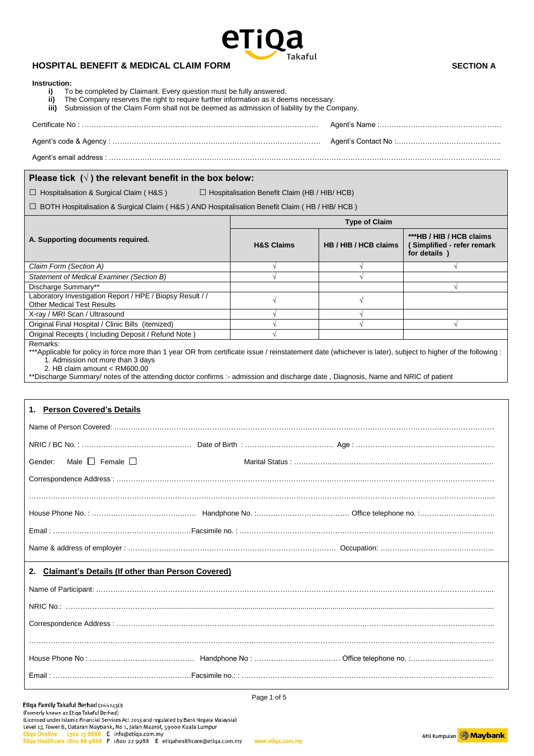eTiQa Takaful

# HOSPITAL BENEFIT & MEDICAL CLAIM FORM

**SECTION A**

**Instruction:**

- **i)** To be completed by Claimant. Every question must be fully answered.
- **ii)** The Company reserves the right to require further information as it deems necessary.
- **iii)** Submission of the Claim Form shall not be deemed as admission of liability by the Company.

Certificate No : …………………………………………………………………………………… Agent's Name :……………………………………………

Agent's code & Agency : ………………………………………………………………………… Agent's Contact No :……………………………………..

Agent's email address : ……………………………………………………………………………………………………………………………………………..

**Please tick (√) the relevant benefit in the box below:**

☐ Hospitalisation & Surgical Claim ( H&S ) ☐ Hospitalisation Benefit Claim (HB / HIB/ HCB)

☐ BOTH Hospitalisation & Surgical Claim ( H&S ) AND Hospitalisation Benefit Claim ( HB / HIB / HCB )

| **A. Supporting documents required.** | **Type of Claim** | | |
|---|---|---|---|
| | **H&S Claims** | **HB / HIB / HCB claims** | **\*\*\*HB / HIB / HCB claims ( Simplified - refer remark for details )** |
| *Claim Form (Section A)* | √ | √ | √ |
| *Statement of Medical Examiner (Section B)* | √ | √ | |
| Discharge Summary** | | | √ |
| Laboratory Investigation Report / HPE / Biopsy Result / / Other Medical Test Results | √ | √ | |
| X-ray / MRI Scan / Ultrasound | √ | √ | |
| Original Final Hospital / Clinic Bills (itemized) | √ | √ | √ |
| Original Receipts ( Including Deposit / Refund Note ) | √ | | |

Remarks:

***Applicable for policy in force more than 1 year OR from certificate issue / reinstatement date (whichever is later), subject to higher of the following :

1. Admission not more than 3 days
2. HB claim amount < RM600.00

**Discharge Summary/ notes of the attending doctor confirms :- admission and discharge date , Diagnosis, Name and NRIC of patient

## 1. Person Covered's Details

Name of Person Covered: …………………………………………………………………………………………………………………………………………

NRIC / BC No. : ……………………………………… Date of Birth : ……………………………… Age : …………………………………………………

Gender: Male ☐ Female ☐ Marital Status : …………………………………………………………………………

Correspondence Address : ……………………………………………………………………………………………………………………………………

…………………………………………………………………………………………………………………………………………………………………………

House Phone No. : …………………………………… Handphone No. :………………………………… Office telephone no. :…………………………

Email : …………………………………………………Facsimile no. : ………………………………………………………………………………………

Name & address of employer : …………………………………………………………………………… Occupation: …………………………………

## 2. Claimant's Details (If other than Person Covered)

Name of Participant: ……………………………………………………………………………………………………………………………………………

NRIC No.: ………………………………………………………………………………………………………………………………………………………

Correspondence Address : ……………………………………………………………………………………………………………………………………

…………………………………………………………………………………………………………………………………………………………………………

House Phone No : …………………………………… Handphone No : ……………………………… Office telephone no. :…………………………

Email : …………………………………………………Facsimile no.: : ……………………………………………………………………………………

Etiqa Family Takaful Berhad (266243D)
(Formerly known as Etiqa Takaful Berhad)
(Licensed under Islamic Financial Services Act 2013 and regulated by Bank Negara Malaysia)
Level 17, Tower B, Dataran Maybank, No 1, Jalan Maarof, 59000 Kuala Lumpur
Etiqa Oneline 1300 13 8888 E info@etiqa.com.my
Etiqa Healthcare 1800 88 9888 F 1800 22 9988 E etiqahealthcare@etiqa.com.my www.etiqa.com.my

Ahli Kumpulan Maybank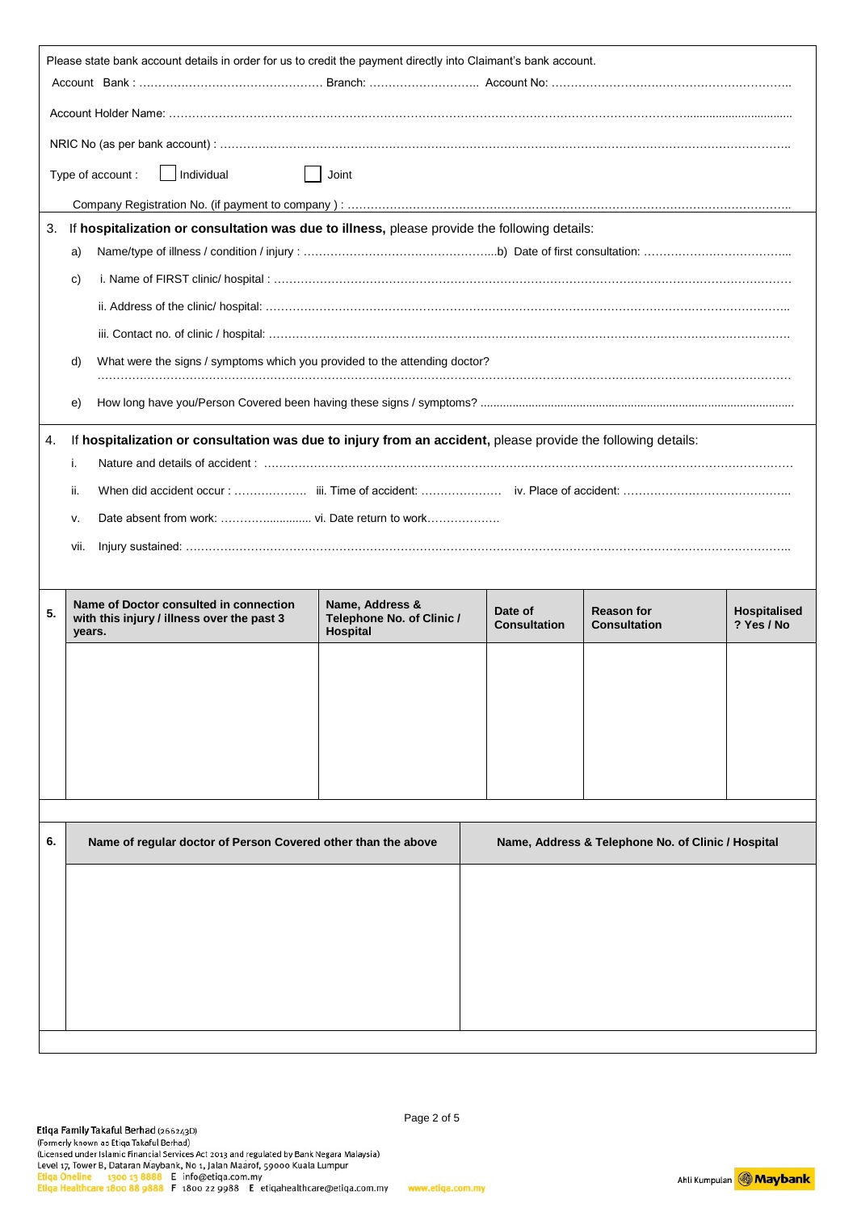Please state bank account details in order for us to credit the payment directly into Claimant's bank account.

Account Bank : ………………………………………… Branch: ……………………….. Account No: ……………………………………………………..

Account Holder Name: …………………………………………………………………………………………………………………………………

NRIC No (as per bank account) : …………………………………………………………………………………………………………………………..

Type of account : ☐ Individual ☐ Joint

Company Registration No. (if payment to company ) : ……………………………………………………………………………………………………..

3. If **hospitalization or consultation was due to illness,** please provide the following details:

a) Name/type of illness / condition / injury : …………………………………………...b) Date of first consultation: ………………………………..

c) i. Name of FIRST clinic/ hospital : ………………………………………………………………………………………………………………

ii. Address of the clinic/ hospital: …………………………………………………………………………………………………………..

iii. Contact no. of clinic / hospital: …………………………………………………………………………………………………………….

d) What were the signs / symptoms which you provided to the attending doctor?
…………………………………………………………………………………………………………………………………………………

e) How long have you/Person Covered been having these signs / symptoms? ……………………………………………………………

4. If **hospitalization or consultation was due to injury from an accident,** please provide the following details:

i. Nature and details of accident : ………………………………………………………………………………………………………………

ii. When did accident occur : ………………. iii. Time of accident: ………………… iv. Place of accident: ……………………………………..

v. Date absent from work: ………................ vi. Date return to work………………

vii. Injury sustained: ……………………………………………………………………………………………………………………………..

| 5. | Name of Doctor consulted in connection with this injury / illness over the past 3 years. | Name, Address & Telephone No. of Clinic / Hospital | Date of Consultation | Reason for Consultation | Hospitalised ? Yes / No |
|---|---|---|---|---|---|
| | | | | | |

| 6. | Name of regular doctor of Person Covered other than the above | Name, Address & Telephone No. of Clinic / Hospital |
|---|---|---|
| | | |

**Etiqa Family Takaful Berhad** (266243D)
(Formerly known as Etiqa Takaful Berhad)
(Licensed under Islamic Financial Services Act 2013 and regulated by Bank Negara Malaysia)
Level 17, Tower B, Dataran Maybank, No 1, Jalan Maarof, 59000 Kuala Lumpur
Etiqa Oneline 1300 13 8888 E info@etiqa.com.my
Etiqa Healthcare 1800 88 9888 F 1800 22 9988 E etiqahealthcare@etiqa.com.my www.etiqa.com.my

Ahli Kumpulan Maybank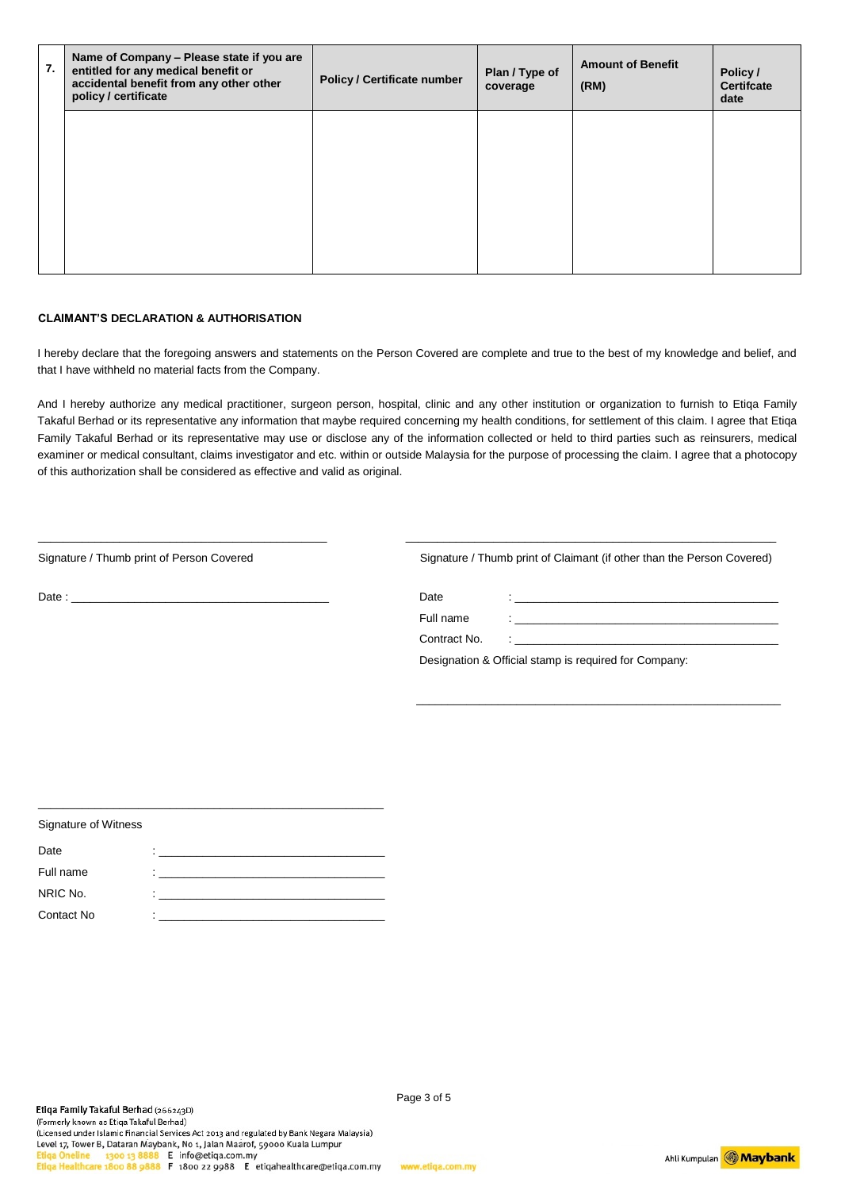| 7. | Name of Company – Please state if you are entitled for any medical benefit or accidental benefit from any other other policy / certificate | Policy / Certificate number | Plan / Type of coverage | Amount of Benefit (RM) | Policy / Certifcate date |
|---|---|---|---|---|---|
| | | | | | |

**CLAIMANT'S DECLARATION & AUTHORISATION**

I hereby declare that the foregoing answers and statements on the Person Covered are complete and true to the best of my knowledge and belief, and that I have withheld no material facts from the Company.

And I hereby authorize any medical practitioner, surgeon person, hospital, clinic and any other institution or organization to furnish to Etiqa Family Takaful Berhad or its representative any information that maybe required concerning my health conditions, for settlement of this claim. I agree that Etiqa Family Takaful Berhad or its representative may use or disclose any of the information collected or held to third parties such as reinsurers, medical examiner or medical consultant, claims investigator and etc. within or outside Malaysia for the purpose of processing the claim. I agree that a photocopy of this authorization shall be considered as effective and valid as original.

______________________________

Signature / Thumb print of Person Covered

Date : ______________________________

______________________________

Signature / Thumb print of Claimant (if other than the Person Covered)

Date : ______________________________

Full name : ______________________________

Contract No. : ______________________________

Designation & Official stamp is required for Company:

______________________________

______________________________

Signature of Witness

Date : ______________________________

Full name : ______________________________

NRIC No. : ______________________________

Contact No : ______________________________

Etiqa Family Takaful Berhad (266243D)
(Formerly known as Etiqa Takaful Berhad)
(Licensed under Islamic Financial Services Act 2013 and regulated by Bank Negara Malaysia)
Level 17, Tower B, Dataran Maybank, No 1, Jalan Maarof, 59000 Kuala Lumpur
Etiqa Oneline 1300 13 8888 E info@etiqa.com.my
Etiqa Healthcare 1800 88 9888 F 1800 22 9988 E etiqahealthcare@etiqa.com.my www.etiqa.com.my

Ahli Kumpulan Maybank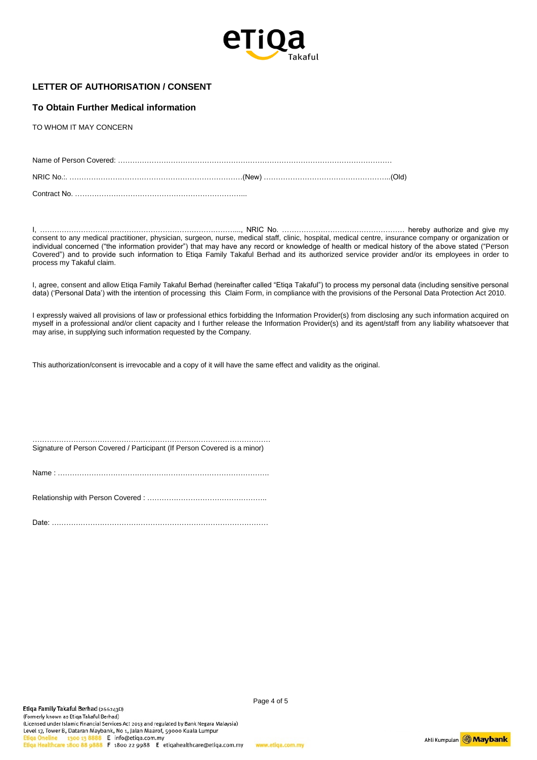## LETTER OF AUTHORISATION / CONSENT

### To Obtain Further Medical information

TO WHOM IT MAY CONCERN

Name of Person Covered: …………………………………………………………………………………………………

NRIC No.:. ………………………………………………………………(New) ……………………………………………..(Old)

Contract No. ………………………………………………………………...

I, …………………………………………………………………………..., NRIC No. …………………………………………… hereby authorize and give my consent to any medical practitioner, physician, surgeon, nurse, medical staff, clinic, hospital, medical centre, insurance company or organization or individual concerned ("the information provider") that may have any record or knowledge of health or medical history of the above stated ("Person Covered") and to provide such information to Etiqa Family Takaful Berhad and its authorized service provider and/or its employees in order to process my Takaful claim.

I, agree, consent and allow Etiqa Family Takaful Berhad (hereinafter called "Etiqa Takaful") to process my personal data (including sensitive personal data) ('Personal Data') with the intention of processing this Claim Form, in compliance with the provisions of the Personal Data Protection Act 2010.

I expressly waived all provisions of law or professional ethics forbidding the Information Provider(s) from disclosing any such information acquired on myself in a professional and/or client capacity and I further release the Information Provider(s) and its agent/staff from any liability whatsoever that may arise, in supplying such information requested by the Company.

This authorization/consent is irrevocable and a copy of it will have the same effect and validity as the original.

……………………………………………………………………………………
Signature of Person Covered / Participant (If Person Covered is a minor)

Name : ……………………………………………………………………………

Relationship with Person Covered : …………………………………………..

Date: ………………………………………………………………………………

Etiqa Family Takaful Berhad (266243D)
(Formerly known as Etiqa Takaful Berhad)
(Licensed under Islamic Financial Services Act 2013 and regulated by Bank Negara Malaysia)
Level 17, Tower B, Dataran Maybank, No 1, Jalan Maarof, 59000 Kuala Lumpur
Etiqa Oneline 1300 13 8888 E info@etiqa.com.my
Etiqa Healthcare 1800 88 9888 F 1800 22 9988 E etiqahealthcare@etiqa.com.my www.etiqa.com.my

Ahli Kumpulan Maybank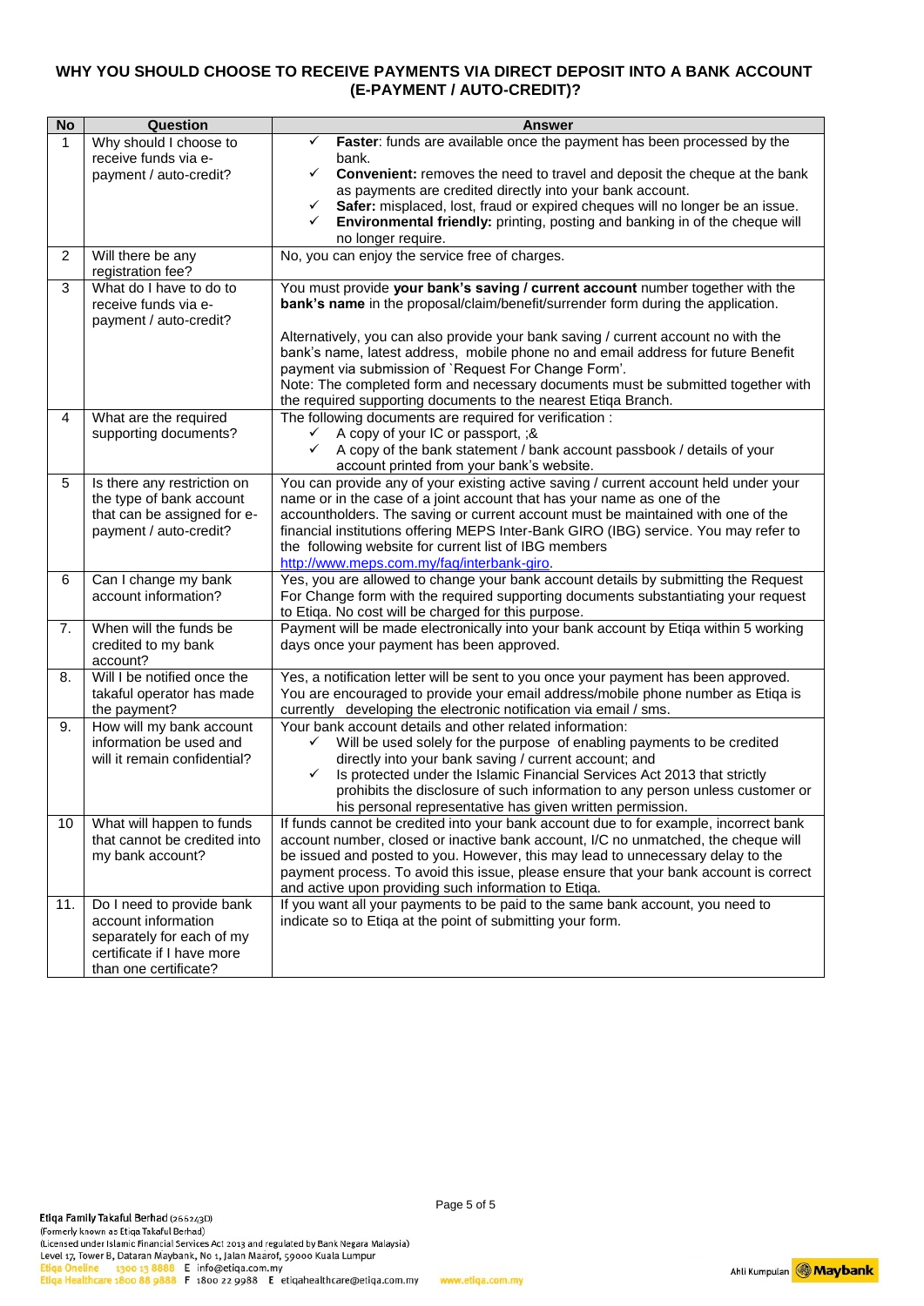## WHY YOU SHOULD CHOOSE TO RECEIVE PAYMENTS VIA DIRECT DEPOSIT INTO A BANK ACCOUNT (E-PAYMENT / AUTO-CREDIT)?

| No | Question | Answer |
|---|---|---|
| 1 | Why should I choose to receive funds via e-payment / auto-credit? | ✓ **Faster**: funds are available once the payment has been processed by the bank.<br>✓ **Convenient:** removes the need to travel and deposit the cheque at the bank as payments are credited directly into your bank account.<br>✓ **Safer:** misplaced, lost, fraud or expired cheques will no longer be an issue.<br>✓ **Environmental friendly:** printing, posting and banking in of the cheque will no longer require. |
| 2 | Will there be any registration fee? | No, you can enjoy the service free of charges. |
| 3 | What do I have to do to receive funds via e-payment / auto-credit? | You must provide **your bank's saving / current account** number together with the **bank's name** in the proposal/claim/benefit/surrender form during the application.<br><br>Alternatively, you can also provide your bank saving / current account no with the bank's name, latest address, mobile phone no and email address for future Benefit payment via submission of `Request For Change Form'.<br>Note: The completed form and necessary documents must be submitted together with the required supporting documents to the nearest Etiqa Branch. |
| 4 | What are the required supporting documents? | The following documents are required for verification :<br>✓ A copy of your IC or passport, ;&<br>✓ A copy of the bank statement / bank account passbook / details of your account printed from your bank's website. |
| 5 | Is there any restriction on the type of bank account that can be assigned for e-payment / auto-credit? | You can provide any of your existing active saving / current account held under your name or in the case of a joint account that has your name as one of the accountholders. The saving or current account must be maintained with one of the financial institutions offering MEPS Inter-Bank GIRO (IBG) service. You may refer to the following website for current list of IBG members http://www.meps.com.my/faq/interbank-giro. |
| 6 | Can I change my bank account information? | Yes, you are allowed to change your bank account details by submitting the Request For Change form with the required supporting documents substantiating your request to Etiqa. No cost will be charged for this purpose. |
| 7. | When will the funds be credited to my bank account? | Payment will be made electronically into your bank account by Etiqa within 5 working days once your payment has been approved. |
| 8. | Will I be notified once the takaful operator has made the payment? | Yes, a notification letter will be sent to you once your payment has been approved. You are encouraged to provide your email address/mobile phone number as Etiqa is currently developing the electronic notification via email / sms. |
| 9. | How will my bank account information be used and will it remain confidential? | Your bank account details and other related information:<br>✓ Will be used solely for the purpose of enabling payments to be credited directly into your bank saving / current account; and<br>✓ Is protected under the Islamic Financial Services Act 2013 that strictly prohibits the disclosure of such information to any person unless customer or his personal representative has given written permission. |
| 10 | What will happen to funds that cannot be credited into my bank account? | If funds cannot be credited into your bank account due to for example, incorrect bank account number, closed or inactive bank account, I/C no unmatched, the cheque will be issued and posted to you. However, this may lead to unnecessary delay to the payment process. To avoid this issue, please ensure that your bank account is correct and active upon providing such information to Etiqa. |
| 11. | Do I need to provide bank account information separately for each of my certificate if I have more than one certificate? | If you want all your payments to be paid to the same bank account, you need to indicate so to Etiqa at the point of submitting your form. |

Etiqa Family Takaful Berhad (266243D)
(Formerly known as Etiqa Takaful Berhad)
(Licensed under Islamic Financial Services Act 2013 and regulated by Bank Negara Malaysia)
Level 17, Tower B, Dataran Maybank, No 1, Jalan Maarof, 59000 Kuala Lumpur
Etiqa Oneline 1300 13 8888 E info@etiqa.com.my
Etiqa Healthcare 1800 88 9888 F 1800 22 9988 E etiqahealthcare@etiqa.com.my www.etiqa.com.my

Ahli Kumpulan Maybank